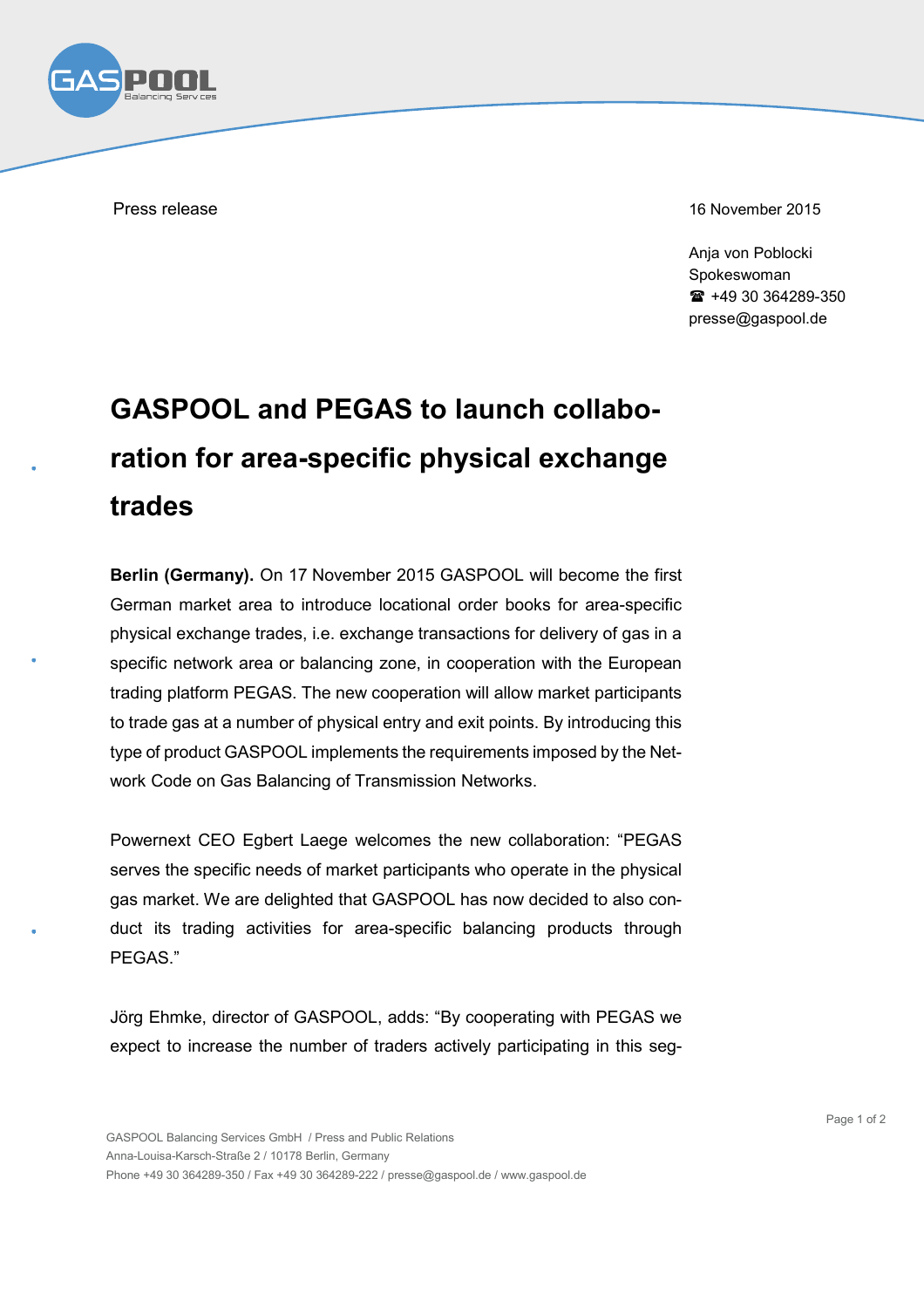Press release

16 November 2015

Anja von Poblocki
Spokeswoman
☎ +49 30 364289-350
presse@gaspool.de

# GASPOOL and PEGAS to launch collaboration for area-specific physical exchange trades

**Berlin (Germany).** On 17 November 2015 GASPOOL will become the first German market area to introduce locational order books for area-specific physical exchange trades, i.e. exchange transactions for delivery of gas in a specific network area or balancing zone, in cooperation with the European trading platform PEGAS. The new cooperation will allow market participants to trade gas at a number of physical entry and exit points. By introducing this type of product GASPOOL implements the requirements imposed by the Network Code on Gas Balancing of Transmission Networks.

Powernext CEO Egbert Laege welcomes the new collaboration: "PEGAS serves the specific needs of market participants who operate in the physical gas market. We are delighted that GASPOOL has now decided to also conduct its trading activities for area-specific balancing products through PEGAS."

Jörg Ehmke, director of GASPOOL, adds: "By cooperating with PEGAS we expect to increase the number of traders actively participating in this seg-

GASPOOL Balancing Services GmbH / Press and Public Relations
Anna-Louisa-Karsch-Straße 2 / 10178 Berlin, Germany
Phone +49 30 364289-350 / Fax +49 30 364289-222 / presse@gaspool.de / www.gaspool.de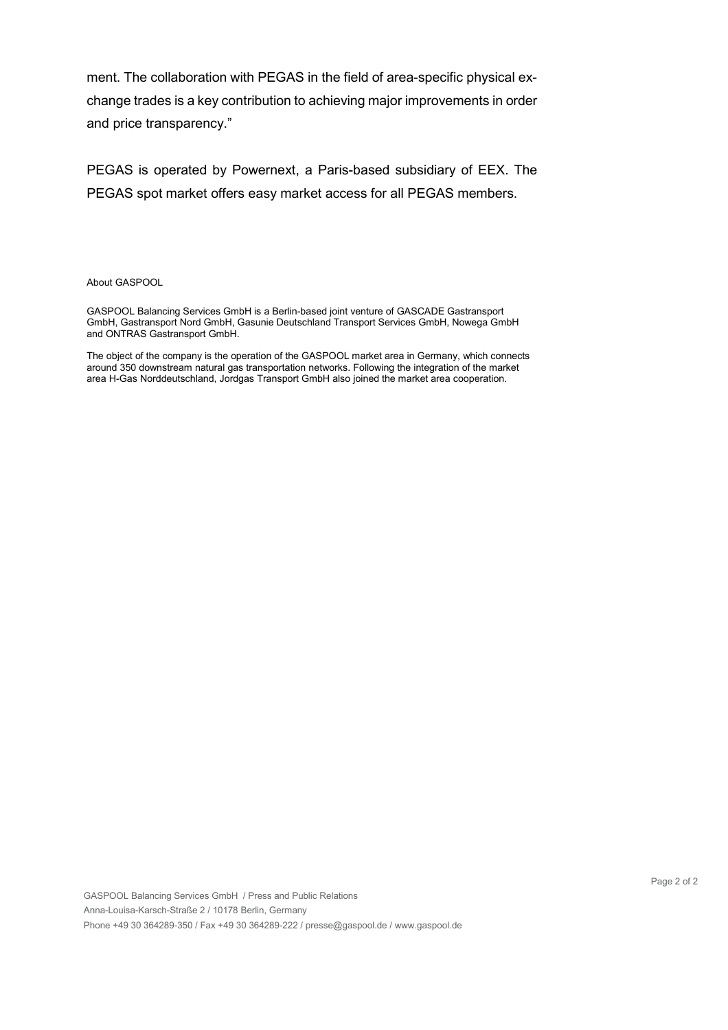ment. The collaboration with PEGAS in the field of area-specific physical exchange trades is a key contribution to achieving major improvements in order and price transparency."

PEGAS is operated by Powernext, a Paris-based subsidiary of EEX. The PEGAS spot market offers easy market access for all PEGAS members.

About GASPOOL

GASPOOL Balancing Services GmbH is a Berlin-based joint venture of GASCADE Gastransport GmbH, Gastransport Nord GmbH, Gasunie Deutschland Transport Services GmbH, Nowega GmbH and ONTRAS Gastransport GmbH.

The object of the company is the operation of the GASPOOL market area in Germany, which connects around 350 downstream natural gas transportation networks. Following the integration of the market area H-Gas Norddeutschland, Jordgas Transport GmbH also joined the market area cooperation.

GASPOOL Balancing Services GmbH / Press and Public Relations
Anna-Louisa-Karsch-Straße 2 / 10178 Berlin, Germany
Phone +49 30 364289-350 / Fax +49 30 364289-222 / presse@gaspool.de / www.gaspool.de